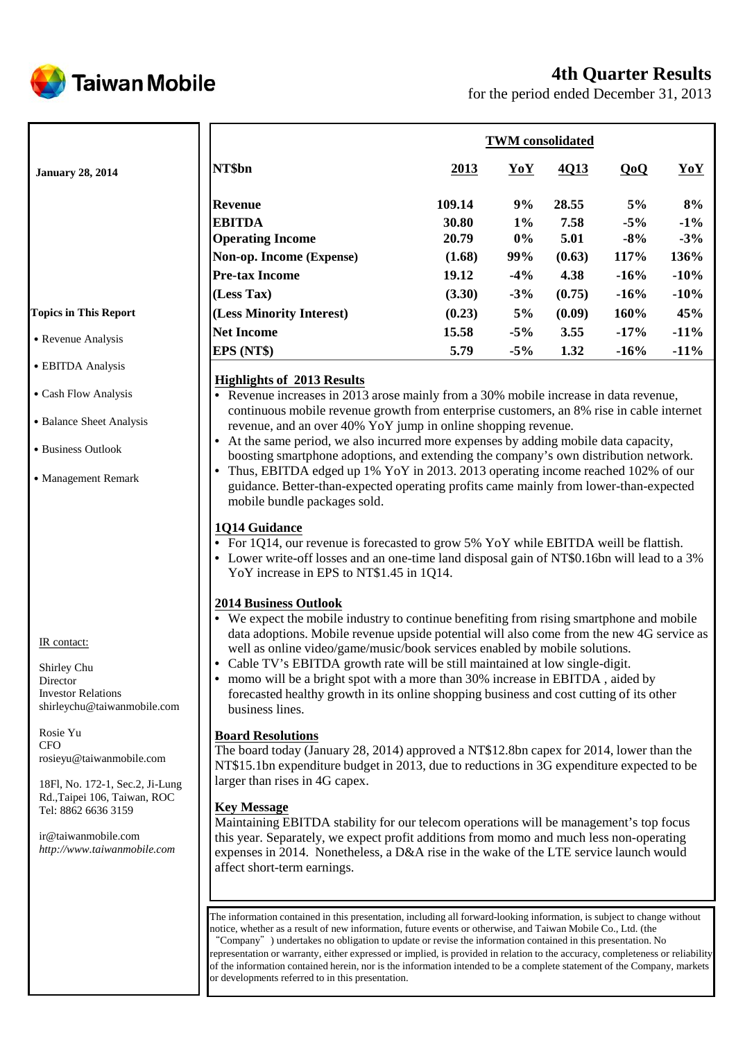# Taiwan Mobile

## 4th Quarter Results

for the period ended December 31, 2013

**January 28, 2014**

| NT$bn | 2013 | YoY | 4Q13 | QoQ | YoY |
|---|---|---|---|---|---|
| | **TWM consolidated** | | | | |
| **Revenue** | 109.14 | 9% | 28.55 | 5% | 8% |
| **EBITDA** | 30.80 | 1% | 7.58 | -5% | -1% |
| **Operating Income** | 20.79 | 0% | 5.01 | -8% | -3% |
| **Non-op. Income (Expense)** | (1.68) | 99% | (0.63) | 117% | 136% |
| **Pre-tax Income** | 19.12 | -4% | 4.38 | -16% | -10% |
| **(Less Tax)** | (3.30) | -3% | (0.75) | -16% | -10% |
| **(Less Minority Interest)** | (0.23) | 5% | (0.09) | 160% | 45% |
| **Net Income** | 15.58 | -5% | 3.55 | -17% | -11% |
| **EPS (NT$)** | 5.79 | -5% | 1.32 | -16% | -11% |

### Highlights of 2013 Results

- Revenue increases in 2013 arose mainly from a 30% mobile increase in data revenue, continuous mobile revenue growth from enterprise customers, an 8% rise in cable internet revenue, and an over 40% YoY jump in online shopping revenue.
- At the same period, we also incurred more expenses by adding mobile data capacity, boosting smartphone adoptions, and extending the company's own distribution network.
- Thus, EBITDA edged up 1% YoY in 2013. 2013 operating income reached 102% of our guidance. Better-than-expected operating profits came mainly from lower-than-expected mobile bundle packages sold.

### 1Q14 Guidance

- For 1Q14, our revenue is forecasted to grow 5% YoY while EBITDA weill be flattish.
- Lower write-off losses and an one-time land disposal gain of NT$0.16bn will lead to a 3% YoY increase in EPS to NT$1.45 in 1Q14.

### 2014 Business Outlook

- We expect the mobile industry to continue benefiting from rising smartphone and mobile data adoptions. Mobile revenue upside potential will also come from the new 4G service as well as online video/game/music/book services enabled by mobile solutions.
- Cable TV's EBITDA growth rate will be still maintained at low single-digit.
- momo will be a bright spot with a more than 30% increase in EBITDA , aided by forecasted healthy growth in its online shopping business and cost cutting of its other business lines.

### Board Resolutions

The board today (January 28, 2014) approved a NT$12.8bn capex for 2014, lower than the NT$15.1bn expenditure budget in 2013, due to reductions in 3G expenditure expected to be larger than rises in 4G capex.

### Key Message

Maintaining EBITDA stability for our telecom operations will be management's top focus this year. Separately, we expect profit additions from momo and much less non-operating expenses in 2014. Nonetheless, a D&A rise in the wake of the LTE service launch would affect short-term earnings.

**Topics in This Report**

- Revenue Analysis
- EBITDA Analysis
- Cash Flow Analysis
- Balance Sheet Analysis
- Business Outlook
- Management Remark

IR contact:

Shirley Chu
Director
Investor Relations
shirleychu@taiwanmobile.com

Rosie Yu
CFO
rosieyu@taiwanmobile.com

18Fl, No. 172-1, Sec.2, Ji-Lung Rd.,Taipei 106, Taiwan, ROC
Tel: 8862 6636 3159

ir@taiwanmobile.com
*http://www.taiwanmobile.com*

The information contained in this presentation, including all forward-looking information, is subject to change without notice, whether as a result of new information, future events or otherwise, and Taiwan Mobile Co., Ltd. (the "Company") undertakes no obligation to update or revise the information contained in this presentation. No representation or warranty, either expressed or implied, is provided in relation to the accuracy, completeness or reliability of the information contained herein, nor is the information intended to be a complete statement of the Company, markets or developments referred to in this presentation.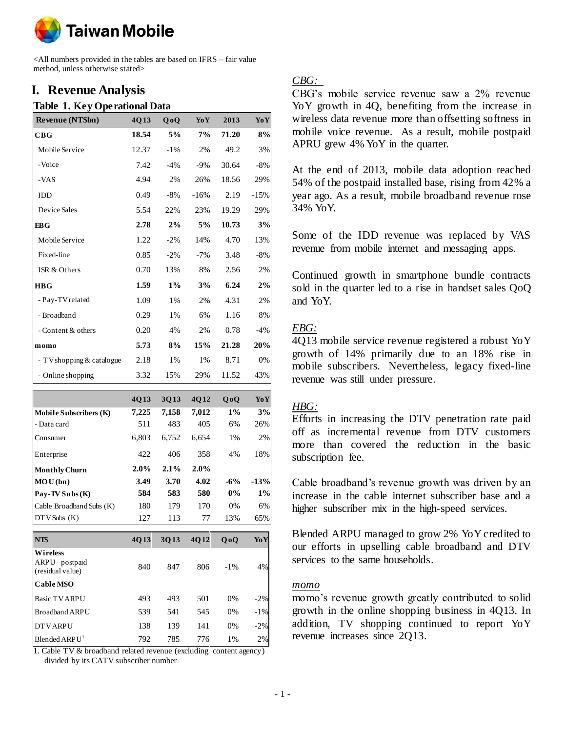Taiwan Mobile

<All numbers provided in the tables are based on IFRS – fair value method, unless otherwise stated>

# I. Revenue Analysis

## Table 1. Key Operational Data

| Revenue (NT$bn) | 4Q13 | QoQ | YoY | 2013 | YoY |
|---|---|---|---|---|---|
| **CBG** | **18.54** | **5%** | **7%** | **71.20** | **8%** |
| Mobile Service | 12.37 | -1% | 2% | 49.2 | 3% |
| -Voice | 7.42 | -4% | -9% | 30.64 | -8% |
| -VAS | 4.94 | 2% | 26% | 18.56 | 29% |
| IDD | 0.49 | -8% | -16% | 2.19 | -15% |
| Device Sales | 5.54 | 22% | 23% | 19.29 | 29% |
| **EBG** | **2.78** | **2%** | **5%** | **10.73** | **3%** |
| Mobile Service | 1.22 | -2% | 14% | 4.70 | 13% |
| Fixed-line | 0.85 | -2% | -7% | 3.48 | -8% |
| ISR & Others | 0.70 | 13% | 8% | 2.56 | 2% |
| **HBG** | **1.59** | **1%** | **3%** | **6.24** | **2%** |
| - Pay-TV related | 1.09 | 1% | 2% | 4.31 | 2% |
| - Broadband | 0.29 | 1% | 6% | 1.16 | 8% |
| - Content & others | 0.20 | 4% | 2% | 0.78 | -4% |
| **momo** | **5.73** | **8%** | **15%** | **21.28** | **20%** |
| - TV shopping & catalogue | 2.18 | 1% | 1% | 8.71 | 0% |
| - Online shopping | 3.32 | 15% | 29% | 11.52 | 43% |

| | 4Q13 | 3Q13 | 4Q12 | QoQ | YoY |
|---|---|---|---|---|---|
| **Mobile Subscribers (K)** | **7,225** | **7,158** | **7,012** | **1%** | **3%** |
| - Data card | 511 | 483 | 405 | 6% | 26% |
| Consumer | 6,803 | 6,752 | 6,654 | 1% | 2% |
| Enterprise | 422 | 406 | 358 | 4% | 18% |
| **Monthly Churn** | **2.0%** | **2.1%** | **2.0%** | | |
| **MOU (bn)** | **3.49** | **3.70** | **4.02** | **-6%** | **-13%** |
| **Pay-TV Subs (K)** | **584** | **583** | **580** | **0%** | **1%** |
| Cable Broadband Subs (K) | 180 | 179 | 170 | 0% | 6% |
| DTV Subs (K) | 127 | 113 | 77 | 13% | 65% |

| NT$ | 4Q13 | 3Q13 | 4Q12 | QoQ | YoY |
|---|---|---|---|---|---|
| **Wireless** | | | | | |
| ARPU –postpaid (residual value) | 840 | 847 | 806 | -1% | 4% |
| **Cable MSO** | | | | | |
| Basic TV ARPU | 493 | 493 | 501 | 0% | -2% |
| Broadband ARPU | 539 | 541 | 545 | 0% | -1% |
| DTV ARPU | 138 | 139 | 141 | 0% | -2% |
| Blended ARPU[1] | 792 | 785 | 776 | 1% | 2% |

1. Cable TV & broadband related revenue (excluding content agency) divided by its CATV subscriber number

*CBG:*

CBG's mobile service revenue saw a 2% revenue YoY growth in 4Q, benefiting from the increase in wireless data revenue more than offsetting softness in mobile voice revenue. As a result, mobile postpaid APRU grew 4% YoY in the quarter.

At the end of 2013, mobile data adoption reached 54% of the postpaid installed base, rising from 42% a year ago. As a result, mobile broadband revenue rose 34% YoY.

Some of the IDD revenue was replaced by VAS revenue from mobile internet and messaging apps.

Continued growth in smartphone bundle contracts sold in the quarter led to a rise in handset sales QoQ and YoY.

*EBG:*

4Q13 mobile service revenue registered a robust YoY growth of 14% primarily due to an 18% rise in mobile subscribers. Nevertheless, legacy fixed-line revenue was still under pressure.

*HBG:*

Efforts in increasing the DTV penetration rate paid off as incremental revenue from DTV customers more than covered the reduction in the basic subscription fee.

Cable broadband's revenue growth was driven by an increase in the cable internet subscriber base and a higher subscriber mix in the high-speed services.

Blended ARPU managed to grow 2% YoY credited to our efforts in upselling cable broadband and DTV services to the same households.

*momo*

momo's revenue growth greatly contributed to solid growth in the online shopping business in 4Q13. In addition, TV shopping continued to report YoY revenue increases since 2Q13.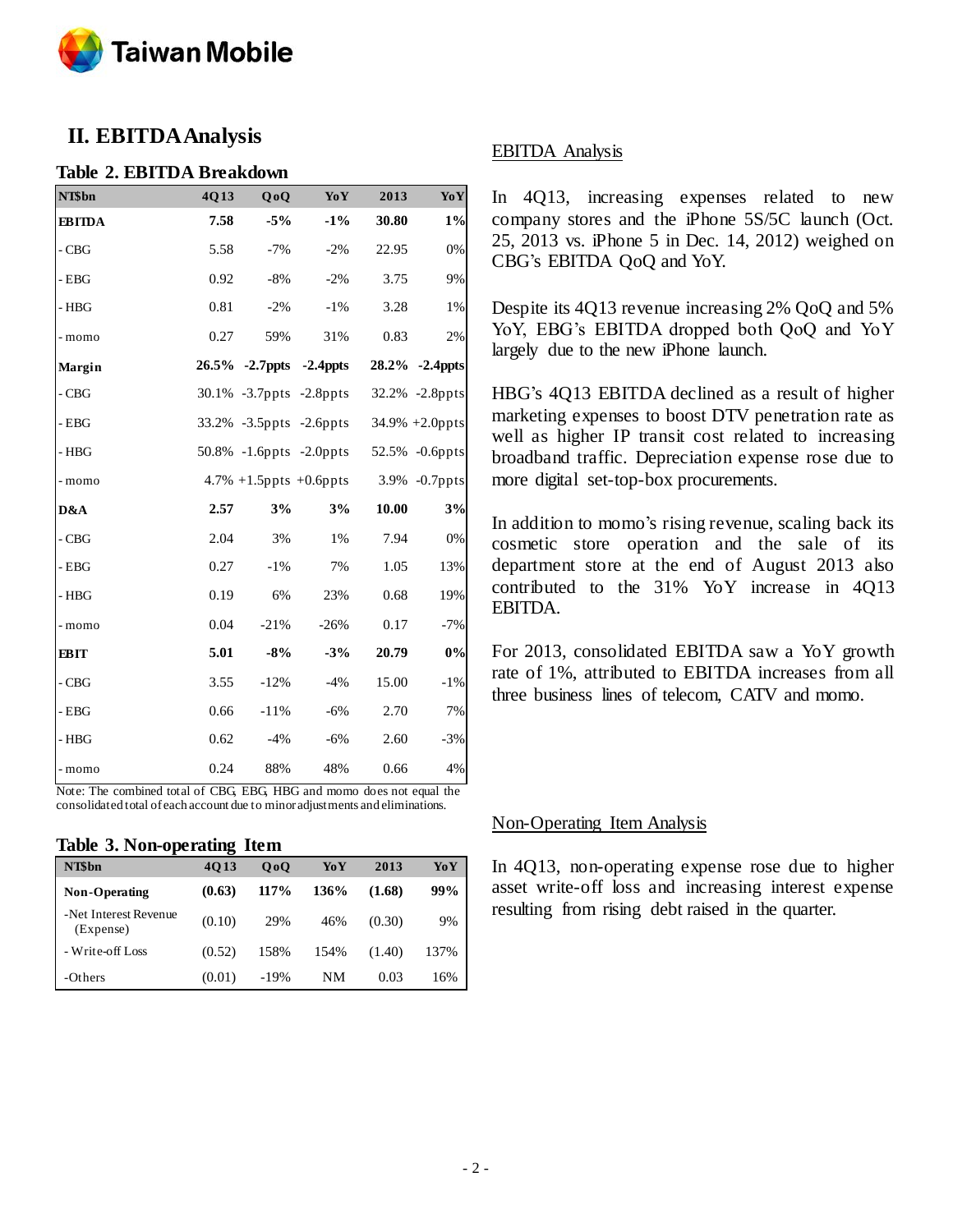## II. EBITDA Analysis

### Table 2. EBITDA Breakdown

| NT$bn | 4Q13 | QoQ | YoY | 2013 | YoY |
|---|---|---|---|---|---|
| **EBITDA** | **7.58** | **-5%** | **-1%** | **30.80** | **1%** |
| - CBG | 5.58 | -7% | -2% | 22.95 | 0% |
| - EBG | 0.92 | -8% | -2% | 3.75 | 9% |
| - HBG | 0.81 | -2% | -1% | 3.28 | 1% |
| - momo | 0.27 | 59% | 31% | 0.83 | 2% |
| **Margin** | **26.5%** | **-2.7ppts** | **-2.4ppts** | **28.2%** | **-2.4ppts** |
| - CBG | 30.1% | -3.7ppts | -2.8ppts | 32.2% | -2.8ppts |
| - EBG | 33.2% | -3.5ppts | -2.6ppts | 34.9% | +2.0ppts |
| - HBG | 50.8% | -1.6ppts | -2.0ppts | 52.5% | -0.6ppts |
| - momo | 4.7% | +1.5ppts | +0.6ppts | 3.9% | -0.7ppts |
| **D&A** | **2.57** | **3%** | **3%** | **10.00** | **3%** |
| - CBG | 2.04 | 3% | 1% | 7.94 | 0% |
| - EBG | 0.27 | -1% | 7% | 1.05 | 13% |
| - HBG | 0.19 | 6% | 23% | 0.68 | 19% |
| - momo | 0.04 | -21% | -26% | 0.17 | -7% |
| **EBIT** | **5.01** | **-8%** | **-3%** | **20.79** | **0%** |
| - CBG | 3.55 | -12% | -4% | 15.00 | -1% |
| - EBG | 0.66 | -11% | -6% | 2.70 | 7% |
| - HBG | 0.62 | -4% | -6% | 2.60 | -3% |
| - momo | 0.24 | 88% | 48% | 0.66 | 4% |

Note: The combined total of CBG, EBG, HBG and momo does not equal the consolidated total of each account due to minor adjustments and eliminations.

### Table 3. Non-operating Item

| NT$bn | 4Q13 | QoQ | YoY | 2013 | YoY |
|---|---|---|---|---|---|
| **Non-Operating** | **(0.63)** | **117%** | **136%** | **(1.68)** | **99%** |
| -Net Interest Revenue (Expense) | (0.10) | 29% | 46% | (0.30) | 9% |
| - Write-off Loss | (0.52) | 158% | 154% | (1.40) | 137% |
| -Others | (0.01) | -19% | NM | 0.03 | 16% |

### EBITDA Analysis

In 4Q13, increasing expenses related to new company stores and the iPhone 5S/5C launch (Oct. 25, 2013 vs. iPhone 5 in Dec. 14, 2012) weighed on CBG's EBITDA QoQ and YoY.

Despite its 4Q13 revenue increasing 2% QoQ and 5% YoY, EBG's EBITDA dropped both QoQ and YoY largely due to the new iPhone launch.

HBG's 4Q13 EBITDA declined as a result of higher marketing expenses to boost DTV penetration rate as well as higher IP transit cost related to increasing broadband traffic. Depreciation expense rose due to more digital set-top-box procurements.

In addition to momo's rising revenue, scaling back its cosmetic store operation and the sale of its department store at the end of August 2013 also contributed to the 31% YoY increase in 4Q13 EBITDA.

For 2013, consolidated EBITDA saw a YoY growth rate of 1%, attributed to EBITDA increases from all three business lines of telecom, CATV and momo.

### Non-Operating Item Analysis

In 4Q13, non-operating expense rose due to higher asset write-off loss and increasing interest expense resulting from rising debt raised in the quarter.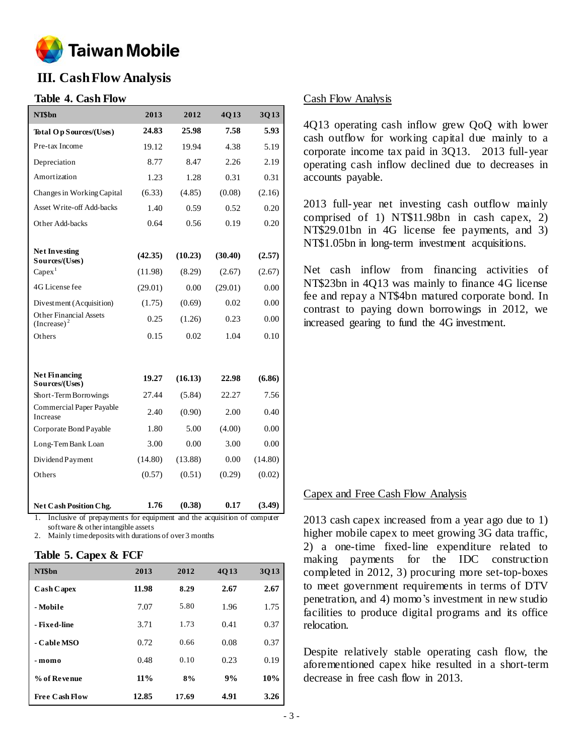# III. Cash Flow Analysis

## Table 4. Cash Flow

| NT$bn | 2013 | 2012 | 4Q13 | 3Q13 |
|---|---|---|---|---|
| **Total Op Sources/(Uses)** | **24.83** | **25.98** | **7.58** | **5.93** |
| Pre-tax Income | 19.12 | 19.94 | 4.38 | 5.19 |
| Depreciation | 8.77 | 8.47 | 2.26 | 2.19 |
| Amortization | 1.23 | 1.28 | 0.31 | 0.31 |
| Changes in Working Capital | (6.33) | (4.85) | (0.08) | (2.16) |
| Asset Write-off Add-backs | 1.40 | 0.59 | 0.52 | 0.20 |
| Other Add-backs | 0.64 | 0.56 | 0.19 | 0.20 |
| **Net Investing Sources/(Uses)** | **(42.35)** | **(10.23)** | **(30.40)** | **(2.57)** |
| Capex[1] | (11.98) | (8.29) | (2.67) | (2.67) |
| 4G License fee | (29.01) | 0.00 | (29.01) | 0.00 |
| Divestment (Acquisition) | (1.75) | (0.69) | 0.02 | 0.00 |
| Other Financial Assets (Increase)[2] | 0.25 | (1.26) | 0.23 | 0.00 |
| Others | 0.15 | 0.02 | 1.04 | 0.10 |
| **Net Financing Sources/(Uses)** | **19.27** | **(16.13)** | **22.98** | **(6.86)** |
| Short-Term Borrowings | 27.44 | (5.84) | 22.27 | 7.56 |
| Commercial Paper Payable Increase | 2.40 | (0.90) | 2.00 | 0.40 |
| Corporate Bond Payable | 1.80 | 5.00 | (4.00) | 0.00 |
| Long-Tem Bank Loan | 3.00 | 0.00 | 3.00 | 0.00 |
| Dividend Payment | (14.80) | (13.88) | 0.00 | (14.80) |
| Others | (0.57) | (0.51) | (0.29) | (0.02) |
| **Net Cash Position Chg.** | **1.76** | **(0.38)** | **0.17** | **(3.49)** |

1. Inclusive of prepayments for equipment and the acquisition of computer software & other intangible assets
2. Mainly time deposits with durations of over 3 months

## Table 5. Capex & FCF

| NT$bn | 2013 | 2012 | 4Q13 | 3Q13 |
|---|---|---|---|---|
| **Cash Capex** | **11.98** | **8.29** | **2.67** | **2.67** |
| **- Mobile** | 7.07 | 5.80 | 1.96 | 1.75 |
| **- Fixed-line** | 3.71 | 1.73 | 0.41 | 0.37 |
| **- Cable MSO** | 0.72 | 0.66 | 0.08 | 0.37 |
| **- momo** | 0.48 | 0.10 | 0.23 | 0.19 |
| **% of Revenue** | **11%** | **8%** | **9%** | **10%** |
| **Free Cash Flow** | **12.85** | **17.69** | **4.91** | **3.26** |

### Cash Flow Analysis

4Q13 operating cash inflow grew QoQ with lower cash outflow for working capital due mainly to a corporate income tax paid in 3Q13. 2013 full-year operating cash inflow declined due to decreases in accounts payable.

2013 full-year net investing cash outflow mainly comprised of 1) NT$11.98bn in cash capex, 2) NT$29.01bn in 4G license fee payments, and 3) NT$1.05bn in long-term investment acquisitions.

Net cash inflow from financing activities of NT$23bn in 4Q13 was mainly to finance 4G license fee and repay a NT$4bn matured corporate bond. In contrast to paying down borrowings in 2012, we increased gearing to fund the 4G investment.

### Capex and Free Cash Flow Analysis

2013 cash capex increased from a year ago due to 1) higher mobile capex to meet growing 3G data traffic, 2) a one-time fixed-line expenditure related to making payments for the IDC construction completed in 2012, 3) procuring more set-top-boxes to meet government requirements in terms of DTV penetration, and 4) momo's investment in new studio facilities to produce digital programs and its office relocation.

Despite relatively stable operating cash flow, the aforementioned capex hike resulted in a short-term decrease in free cash flow in 2013.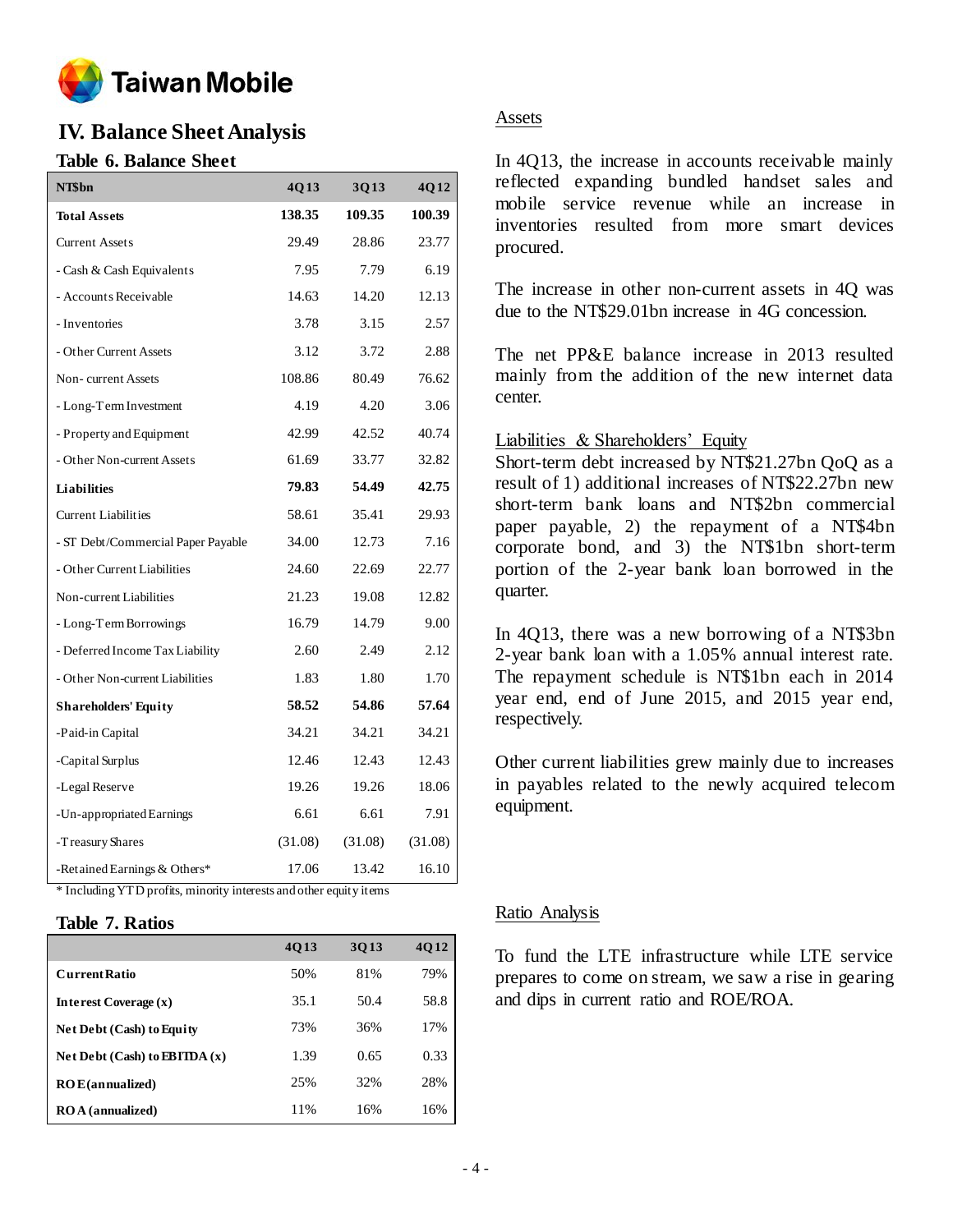# IV. Balance Sheet Analysis

### Table 6. Balance Sheet

| NT$bn | 4Q13 | 3Q13 | 4Q12 |
|---|---|---|---|
| **Total Assets** | **138.35** | **109.35** | **100.39** |
| Current Assets | 29.49 | 28.86 | 23.77 |
| - Cash & Cash Equivalents | 7.95 | 7.79 | 6.19 |
| - Accounts Receivable | 14.63 | 14.20 | 12.13 |
| - Inventories | 3.78 | 3.15 | 2.57 |
| - Other Current Assets | 3.12 | 3.72 | 2.88 |
| Non- current Assets | 108.86 | 80.49 | 76.62 |
| - Long-Term Investment | 4.19 | 4.20 | 3.06 |
| - Property and Equipment | 42.99 | 42.52 | 40.74 |
| - Other Non-current Assets | 61.69 | 33.77 | 32.82 |
| **Liabilities** | **79.83** | **54.49** | **42.75** |
| Current Liabilities | 58.61 | 35.41 | 29.93 |
| - ST Debt/Commercial Paper Payable | 34.00 | 12.73 | 7.16 |
| - Other Current Liabilities | 24.60 | 22.69 | 22.77 |
| Non-current Liabilities | 21.23 | 19.08 | 12.82 |
| - Long-Term Borrowings | 16.79 | 14.79 | 9.00 |
| - Deferred Income Tax Liability | 2.60 | 2.49 | 2.12 |
| - Other Non-current Liabilities | 1.83 | 1.80 | 1.70 |
| **Shareholders' Equity** | **58.52** | **54.86** | **57.64** |
| -Paid-in Capital | 34.21 | 34.21 | 34.21 |
| -Capital Surplus | 12.46 | 12.43 | 12.43 |
| -Legal Reserve | 19.26 | 19.26 | 18.06 |
| -Un-appropriated Earnings | 6.61 | 6.61 | 7.91 |
| -Treasury Shares | (31.08) | (31.08) | (31.08) |
| -Retained Earnings & Others* | 17.06 | 13.42 | 16.10 |

* Including YTD profits, minority interests and other equity items

### Table 7. Ratios

| | 4Q13 | 3Q13 | 4Q12 |
|---|---|---|---|
| **Current Ratio** | 50% | 81% | 79% |
| **Interest Coverage (x)** | 35.1 | 50.4 | 58.8 |
| **Net Debt (Cash) to Equity** | 73% | 36% | 17% |
| **Net Debt (Cash) to EBITDA (x)** | 1.39 | 0.65 | 0.33 |
| **ROE (annualized)** | 25% | 32% | 28% |
| **ROA (annualized)** | 11% | 16% | 16% |

Assets

In 4Q13, the increase in accounts receivable mainly reflected expanding bundled handset sales and mobile service revenue while an increase in inventories resulted from more smart devices procured.

The increase in other non-current assets in 4Q was due to the NT$29.01bn increase in 4G concession.

The net PP&E balance increase in 2013 resulted mainly from the addition of the new internet data center.

Liabilities & Shareholders' Equity

Short-term debt increased by NT$21.27bn QoQ as a result of 1) additional increases of NT$22.27bn new short-term bank loans and NT$2bn commercial paper payable, 2) the repayment of a NT$4bn corporate bond, and 3) the NT$1bn short-term portion of the 2-year bank loan borrowed in the quarter.

In 4Q13, there was a new borrowing of a NT$3bn 2-year bank loan with a 1.05% annual interest rate. The repayment schedule is NT$1bn each in 2014 year end, end of June 2015, and 2015 year end, respectively.

Other current liabilities grew mainly due to increases in payables related to the newly acquired telecom equipment.

Ratio Analysis

To fund the LTE infrastructure while LTE service prepares to come on stream, we saw a rise in gearing and dips in current ratio and ROE/ROA.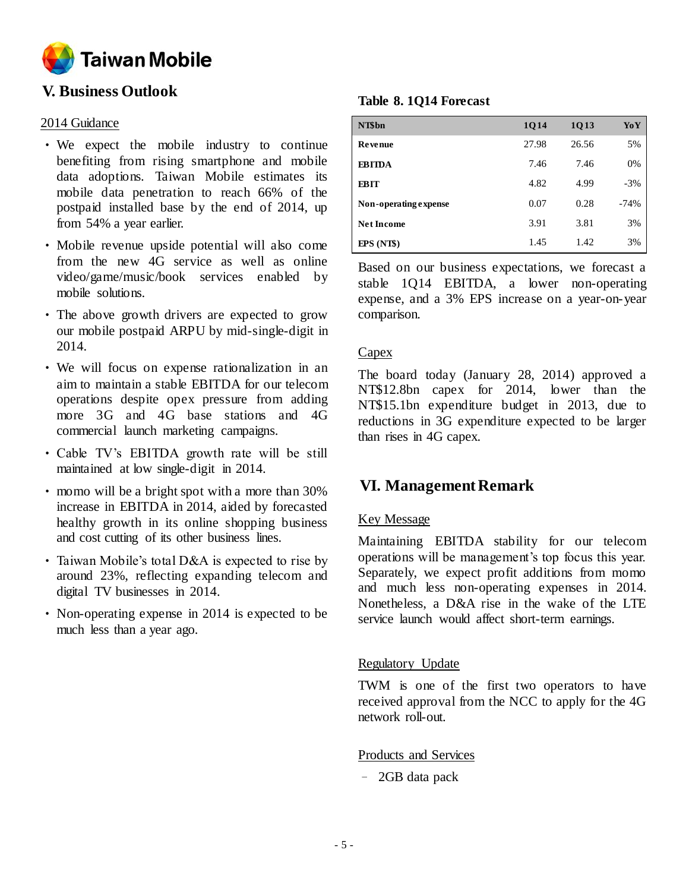## V. Business Outlook

2014 Guidance

- We expect the mobile industry to continue benefiting from rising smartphone and mobile data adoptions. Taiwan Mobile estimates its mobile data penetration to reach 66% of the postpaid installed base by the end of 2014, up from 54% a year earlier.
- Mobile revenue upside potential will also come from the new 4G service as well as online video/game/music/book services enabled by mobile solutions.
- The above growth drivers are expected to grow our mobile postpaid ARPU by mid-single-digit in 2014.
- We will focus on expense rationalization in an aim to maintain a stable EBITDA for our telecom operations despite opex pressure from adding more 3G and 4G base stations and 4G commercial launch marketing campaigns.
- Cable TV's EBITDA growth rate will be still maintained at low single-digit in 2014.
- momo will be a bright spot with a more than 30% increase in EBITDA in 2014, aided by forecasted healthy growth in its online shopping business and cost cutting of its other business lines.
- Taiwan Mobile's total D&A is expected to rise by around 23%, reflecting expanding telecom and digital TV businesses in 2014.
- Non-operating expense in 2014 is expected to be much less than a year ago.

**Table 8. 1Q14 Forecast**

| NT$bn | 1Q14 | 1Q13 | YoY |
|---|---|---|---|
| Revenue | 27.98 | 26.56 | 5% |
| EBITDA | 7.46 | 7.46 | 0% |
| EBIT | 4.82 | 4.99 | -3% |
| Non-operating expense | 0.07 | 0.28 | -74% |
| Net Income | 3.91 | 3.81 | 3% |
| EPS (NT$) | 1.45 | 1.42 | 3% |

Based on our business expectations, we forecast a stable 1Q14 EBITDA, a lower non-operating expense, and a 3% EPS increase on a year-on-year comparison.

Capex

The board today (January 28, 2014) approved a NT$12.8bn capex for 2014, lower than the NT$15.1bn expenditure budget in 2013, due to reductions in 3G expenditure expected to be larger than rises in 4G capex.

## VI. Management Remark

Key Message

Maintaining EBITDA stability for our telecom operations will be management's top focus this year. Separately, we expect profit additions from momo and much less non-operating expenses in 2014. Nonetheless, a D&A rise in the wake of the LTE service launch would affect short-term earnings.

Regulatory Update

TWM is one of the first two operators to have received approval from the NCC to apply for the 4G network roll-out.

Products and Services

- 2GB data pack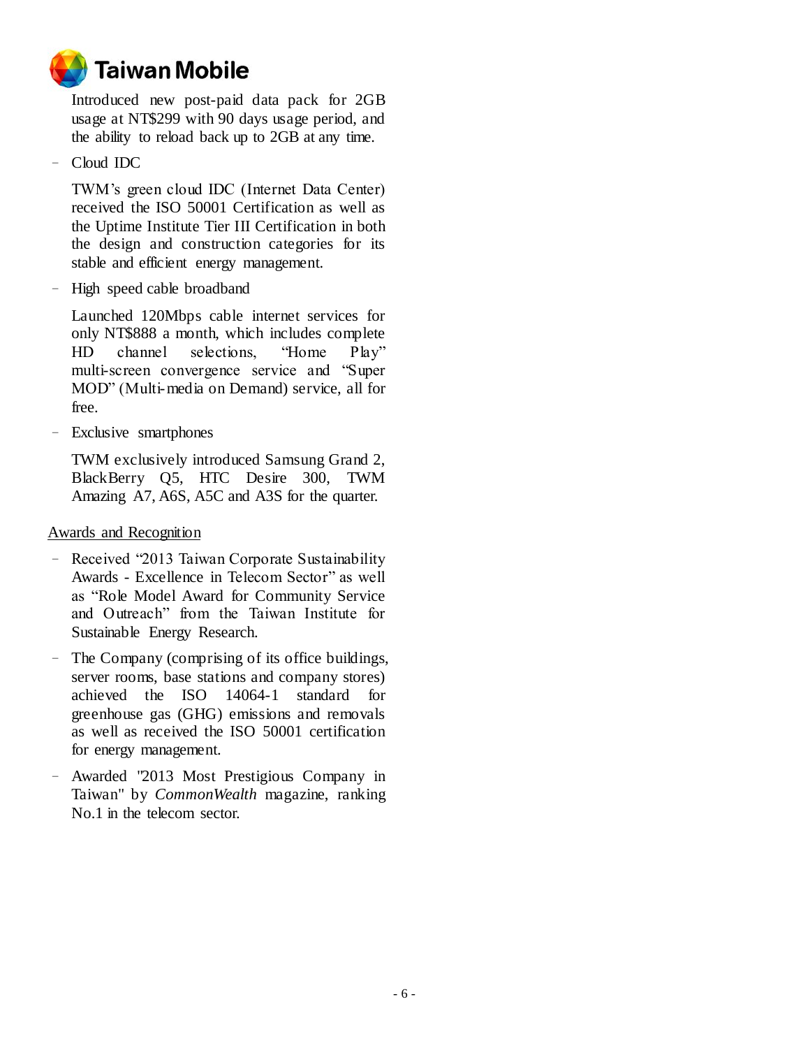Introduced new post-paid data pack for 2GB usage at NT$299 with 90 days usage period, and the ability to reload back up to 2GB at any time.

- Cloud IDC

  TWM's green cloud IDC (Internet Data Center) received the ISO 50001 Certification as well as the Uptime Institute Tier III Certification in both the design and construction categories for its stable and efficient energy management.

- High speed cable broadband

  Launched 120Mbps cable internet services for only NT$888 a month, which includes complete HD channel selections, "Home Play" multi-screen convergence service and "Super MOD" (Multi-media on Demand) service, all for free.

- Exclusive smartphones

  TWM exclusively introduced Samsung Grand 2, BlackBerry Q5, HTC Desire 300, TWM Amazing A7, A6S, A5C and A3S for the quarter.

Awards and Recognition

- Received "2013 Taiwan Corporate Sustainability Awards - Excellence in Telecom Sector" as well as "Role Model Award for Community Service and Outreach" from the Taiwan Institute for Sustainable Energy Research.
- The Company (comprising of its office buildings, server rooms, base stations and company stores) achieved the ISO 14064-1 standard for greenhouse gas (GHG) emissions and removals as well as received the ISO 50001 certification for energy management.
- Awarded "2013 Most Prestigious Company in Taiwan" by *CommonWealth* magazine, ranking No.1 in the telecom sector.